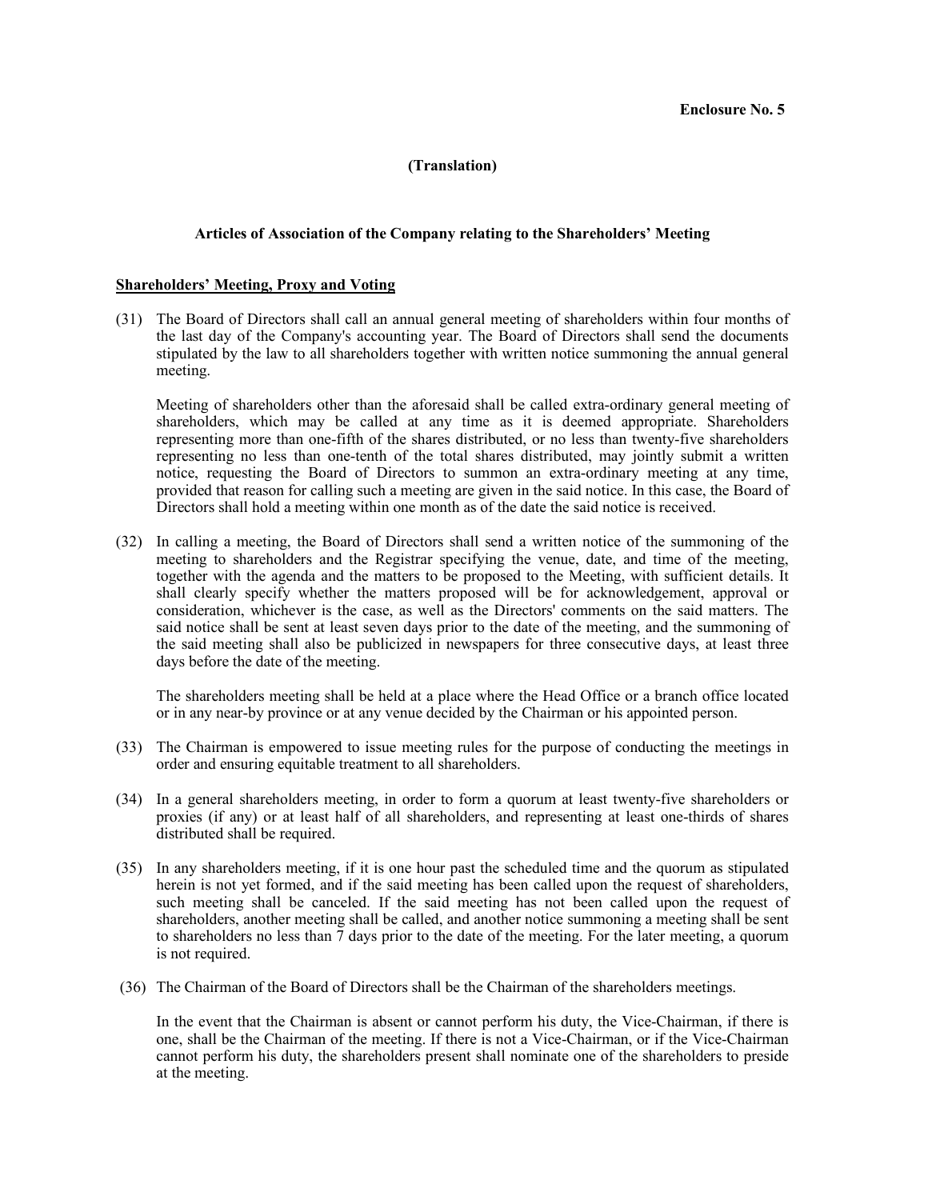**Enclosure No. 5**

**(Translation)**

**Articles of Association of the Company relating to the Shareholders' Meeting**

**Shareholders' Meeting, Proxy and Voting**

(31) The Board of Directors shall call an annual general meeting of shareholders within four months of the last day of the Company's accounting year. The Board of Directors shall send the documents stipulated by the law to all shareholders together with written notice summoning the annual general meeting.

Meeting of shareholders other than the aforesaid shall be called extra-ordinary general meeting of shareholders, which may be called at any time as it is deemed appropriate. Shareholders representing more than one-fifth of the shares distributed, or no less than twenty-five shareholders representing no less than one-tenth of the total shares distributed, may jointly submit a written notice, requesting the Board of Directors to summon an extra-ordinary meeting at any time, provided that reason for calling such a meeting are given in the said notice. In this case, the Board of Directors shall hold a meeting within one month as of the date the said notice is received.

(32) In calling a meeting, the Board of Directors shall send a written notice of the summoning of the meeting to shareholders and the Registrar specifying the venue, date, and time of the meeting, together with the agenda and the matters to be proposed to the Meeting, with sufficient details. It shall clearly specify whether the matters proposed will be for acknowledgement, approval or consideration, whichever is the case, as well as the Directors' comments on the said matters. The said notice shall be sent at least seven days prior to the date of the meeting, and the summoning of the said meeting shall also be publicized in newspapers for three consecutive days, at least three days before the date of the meeting.

The shareholders meeting shall be held at a place where the Head Office or a branch office located or in any near-by province or at any venue decided by the Chairman or his appointed person.

(33) The Chairman is empowered to issue meeting rules for the purpose of conducting the meetings in order and ensuring equitable treatment to all shareholders.

(34) In a general shareholders meeting, in order to form a quorum at least twenty-five shareholders or proxies (if any) or at least half of all shareholders, and representing at least one-thirds of shares distributed shall be required.

(35) In any shareholders meeting, if it is one hour past the scheduled time and the quorum as stipulated herein is not yet formed, and if the said meeting has been called upon the request of shareholders, such meeting shall be canceled. If the said meeting has not been called upon the request of shareholders, another meeting shall be called, and another notice summoning a meeting shall be sent to shareholders no less than 7 days prior to the date of the meeting. For the later meeting, a quorum is not required.

(36) The Chairman of the Board of Directors shall be the Chairman of the shareholders meetings.

In the event that the Chairman is absent or cannot perform his duty, the Vice-Chairman, if there is one, shall be the Chairman of the meeting. If there is not a Vice-Chairman, or if the Vice-Chairman cannot perform his duty, the shareholders present shall nominate one of the shareholders to preside at the meeting.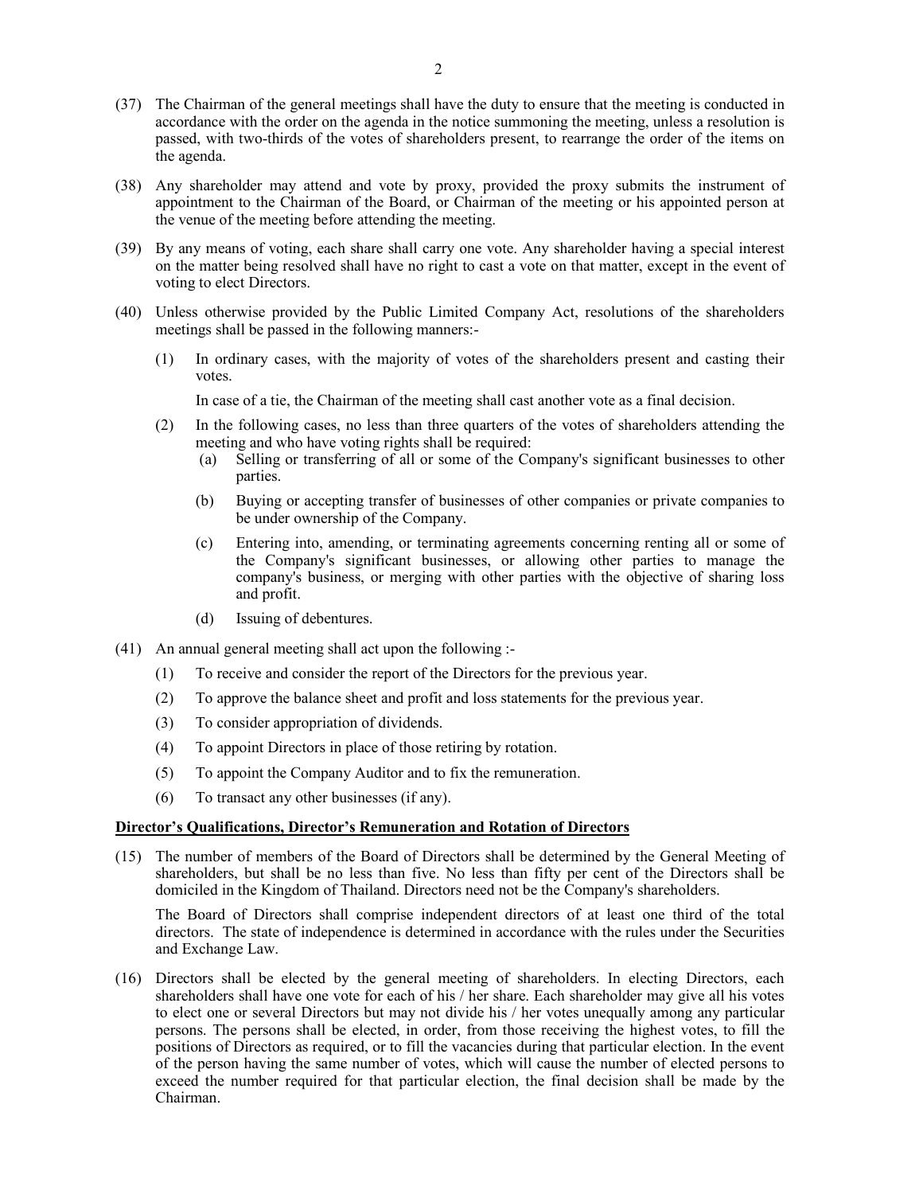(37) The Chairman of the general meetings shall have the duty to ensure that the meeting is conducted in accordance with the order on the agenda in the notice summoning the meeting, unless a resolution is passed, with two-thirds of the votes of shareholders present, to rearrange the order of the items on the agenda.

(38) Any shareholder may attend and vote by proxy, provided the proxy submits the instrument of appointment to the Chairman of the Board, or Chairman of the meeting or his appointed person at the venue of the meeting before attending the meeting.

(39) By any means of voting, each share shall carry one vote. Any shareholder having a special interest on the matter being resolved shall have no right to cast a vote on that matter, except in the event of voting to elect Directors.

(40) Unless otherwise provided by the Public Limited Company Act, resolutions of the shareholders meetings shall be passed in the following manners:-

(1) In ordinary cases, with the majority of votes of the shareholders present and casting their votes.

In case of a tie, the Chairman of the meeting shall cast another vote as a final decision.

(2) In the following cases, no less than three quarters of the votes of shareholders attending the meeting and who have voting rights shall be required:

(a) Selling or transferring of all or some of the Company's significant businesses to other parties.

(b) Buying or accepting transfer of businesses of other companies or private companies to be under ownership of the Company.

(c) Entering into, amending, or terminating agreements concerning renting all or some of the Company's significant businesses, or allowing other parties to manage the company's business, or merging with other parties with the objective of sharing loss and profit.

(d) Issuing of debentures.

(41) An annual general meeting shall act upon the following :-

(1) To receive and consider the report of the Directors for the previous year.

(2) To approve the balance sheet and profit and loss statements for the previous year.

(3) To consider appropriation of dividends.

(4) To appoint Directors in place of those retiring by rotation.

(5) To appoint the Company Auditor and to fix the remuneration.

(6) To transact any other businesses (if any).

**Director's Qualifications, Director's Remuneration and Rotation of Directors**

(15) The number of members of the Board of Directors shall be determined by the General Meeting of shareholders, but shall be no less than five. No less than fifty per cent of the Directors shall be domiciled in the Kingdom of Thailand. Directors need not be the Company's shareholders.

The Board of Directors shall comprise independent directors of at least one third of the total directors. The state of independence is determined in accordance with the rules under the Securities and Exchange Law.

(16) Directors shall be elected by the general meeting of shareholders. In electing Directors, each shareholders shall have one vote for each of his / her share. Each shareholder may give all his votes to elect one or several Directors but may not divide his / her votes unequally among any particular persons. The persons shall be elected, in order, from those receiving the highest votes, to fill the positions of Directors as required, or to fill the vacancies during that particular election. In the event of the person having the same number of votes, which will cause the number of elected persons to exceed the number required for that particular election, the final decision shall be made by the Chairman.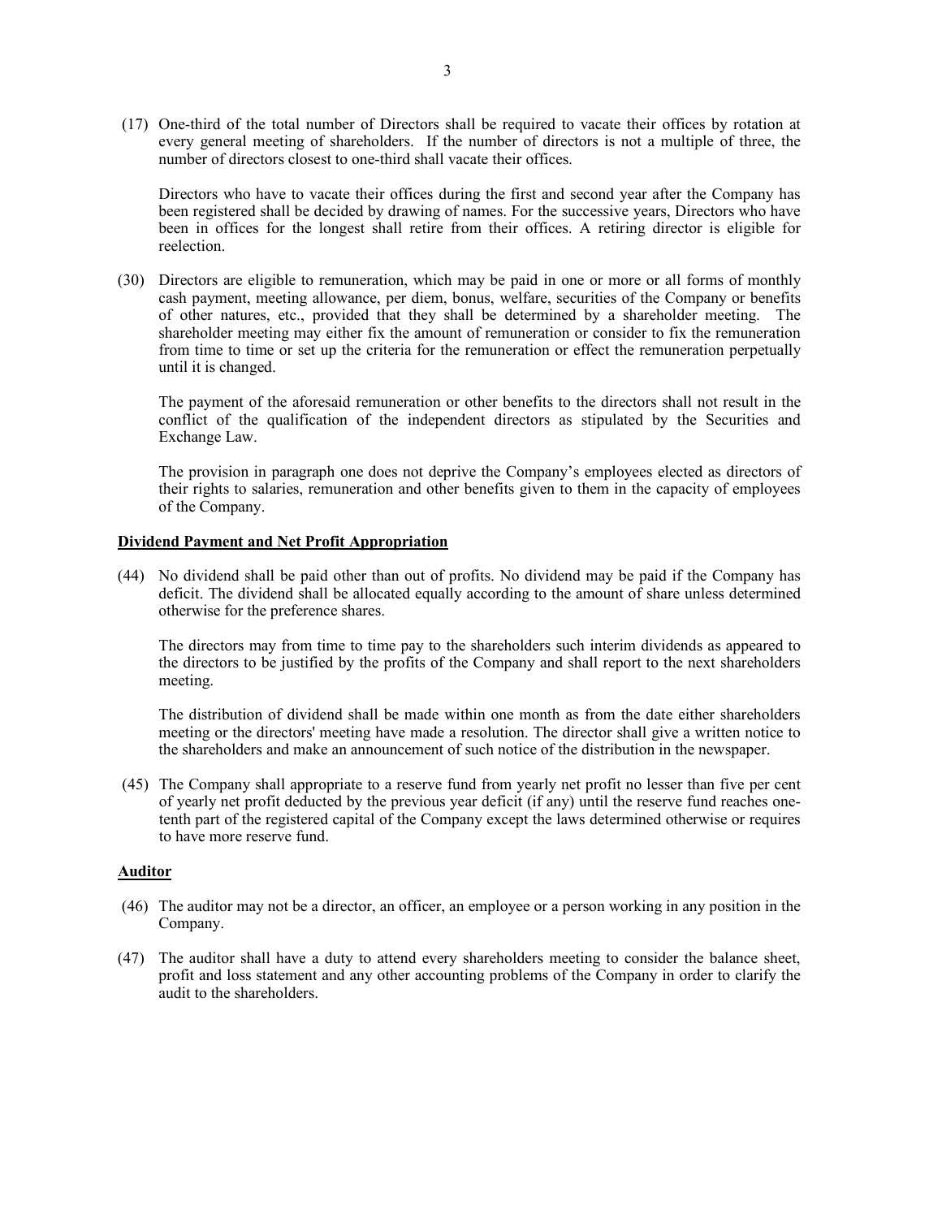(17) One-third of the total number of Directors shall be required to vacate their offices by rotation at every general meeting of shareholders. If the number of directors is not a multiple of three, the number of directors closest to one-third shall vacate their offices.

Directors who have to vacate their offices during the first and second year after the Company has been registered shall be decided by drawing of names. For the successive years, Directors who have been in offices for the longest shall retire from their offices. A retiring director is eligible for reelection.

(30) Directors are eligible to remuneration, which may be paid in one or more or all forms of monthly cash payment, meeting allowance, per diem, bonus, welfare, securities of the Company or benefits of other natures, etc., provided that they shall be determined by a shareholder meeting. The shareholder meeting may either fix the amount of remuneration or consider to fix the remuneration from time to time or set up the criteria for the remuneration or effect the remuneration perpetually until it is changed.

The payment of the aforesaid remuneration or other benefits to the directors shall not result in the conflict of the qualification of the independent directors as stipulated by the Securities and Exchange Law.

The provision in paragraph one does not deprive the Company's employees elected as directors of their rights to salaries, remuneration and other benefits given to them in the capacity of employees of the Company.

**Dividend Payment and Net Profit Appropriation**

(44) No dividend shall be paid other than out of profits. No dividend may be paid if the Company has deficit. The dividend shall be allocated equally according to the amount of share unless determined otherwise for the preference shares.

The directors may from time to time pay to the shareholders such interim dividends as appeared to the directors to be justified by the profits of the Company and shall report to the next shareholders meeting.

The distribution of dividend shall be made within one month as from the date either shareholders meeting or the directors' meeting have made a resolution. The director shall give a written notice to the shareholders and make an announcement of such notice of the distribution in the newspaper.

(45) The Company shall appropriate to a reserve fund from yearly net profit no lesser than five per cent of yearly net profit deducted by the previous year deficit (if any) until the reserve fund reaches one-tenth part of the registered capital of the Company except the laws determined otherwise or requires to have more reserve fund.

**Auditor**

(46) The auditor may not be a director, an officer, an employee or a person working in any position in the Company.

(47) The auditor shall have a duty to attend every shareholders meeting to consider the balance sheet, profit and loss statement and any other accounting problems of the Company in order to clarify the audit to the shareholders.